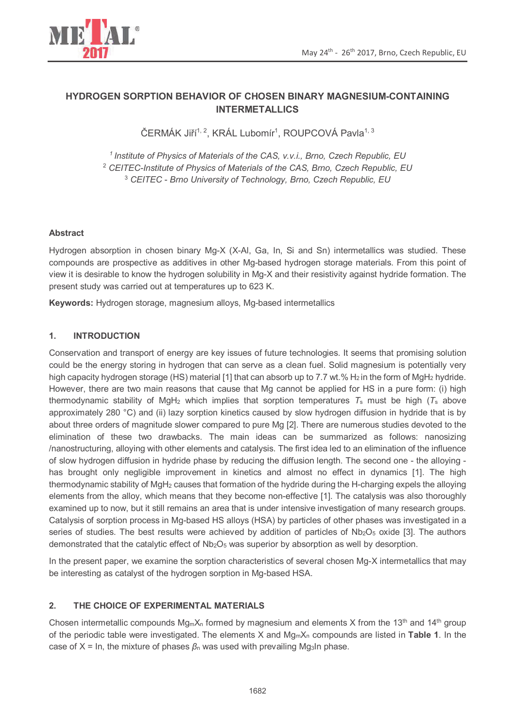# HYDROGEN SORPTION BEHAVIOR OF CHOSEN BINARY MAGNESIUM-CONTAINING INTERMETALLICS

ČERMÁK Jiří[1,2], KRÁL Lubomír[1], ROUPCOVÁ Pavla[1,3]

[1] *Institute of Physics of Materials of the CAS, v.v.i., Brno, Czech Republic, EU*
[2] *CEITEC-Institute of Physics of Materials of the CAS, Brno, Czech Republic, EU*
[3] *CEITEC - Brno University of Technology, Brno, Czech Republic, EU*

## Abstract

Hydrogen absorption in chosen binary Mg-X (X-Al, Ga, In, Si and Sn) intermetallics was studied. These compounds are prospective as additives in other Mg-based hydrogen storage materials. From this point of view it is desirable to know the hydrogen solubility in Mg-X and their resistivity against hydride formation. The present study was carried out at temperatures up to 623 K.

**Keywords:** Hydrogen storage, magnesium alloys, Mg-based intermetallics

## 1. INTRODUCTION

Conservation and transport of energy are key issues of future technologies. It seems that promising solution could be the energy storing in hydrogen that can serve as a clean fuel. Solid magnesium is potentially very high capacity hydrogen storage (HS) material [1] that can absorb up to 7.7 wt.% $H_2$ in the form of $MgH_2$ hydride. However, there are two main reasons that cause that Mg cannot be applied for HS in a pure form: (i) high thermodynamic stability of $MgH_2$ which implies that sorption temperatures $T_s$ must be high ($T_s$ above approximately 280 °C) and (ii) lazy sorption kinetics caused by slow hydrogen diffusion in hydride that is by about three orders of magnitude slower compared to pure Mg [2]. There are numerous studies devoted to the elimination of these two drawbacks. The main ideas can be summarized as follows: nanosizing /nanostructuring, alloying with other elements and catalysis. The first idea led to an elimination of the influence of slow hydrogen diffusion in hydride phase by reducing the diffusion length. The second one - the alloying - has brought only negligible improvement in kinetics and almost no effect in dynamics [1]. The high thermodynamic stability of $MgH_2$ causes that formation of the hydride during the H-charging expels the alloying elements from the alloy, which means that they become non-effective [1]. The catalysis was also thoroughly examined up to now, but it still remains an area that is under intensive investigation of many research groups. Catalysis of sorption process in Mg-based HS alloys (HSA) by particles of other phases was investigated in a series of studies. The best results were achieved by addition of particles of $Nb_2O_5$ oxide [3]. The authors demonstrated that the catalytic effect of $Nb_2O_5$ was superior by absorption as well by desorption.

In the present paper, we examine the sorption characteristics of several chosen Mg-X intermetallics that may be interesting as catalyst of the hydrogen sorption in Mg-based HSA.

## 2. THE CHOICE OF EXPERIMENTAL MATERIALS

Chosen intermetallic compounds $Mg_mX_n$ formed by magnesium and elements X from the 13th and 14th group of the periodic table were investigated. The elements X and $Mg_mX_n$ compounds are listed in **Table 1**. In the case of X = In, the mixture of phases $\beta_n$ was used with prevailing $Mg_3In$ phase.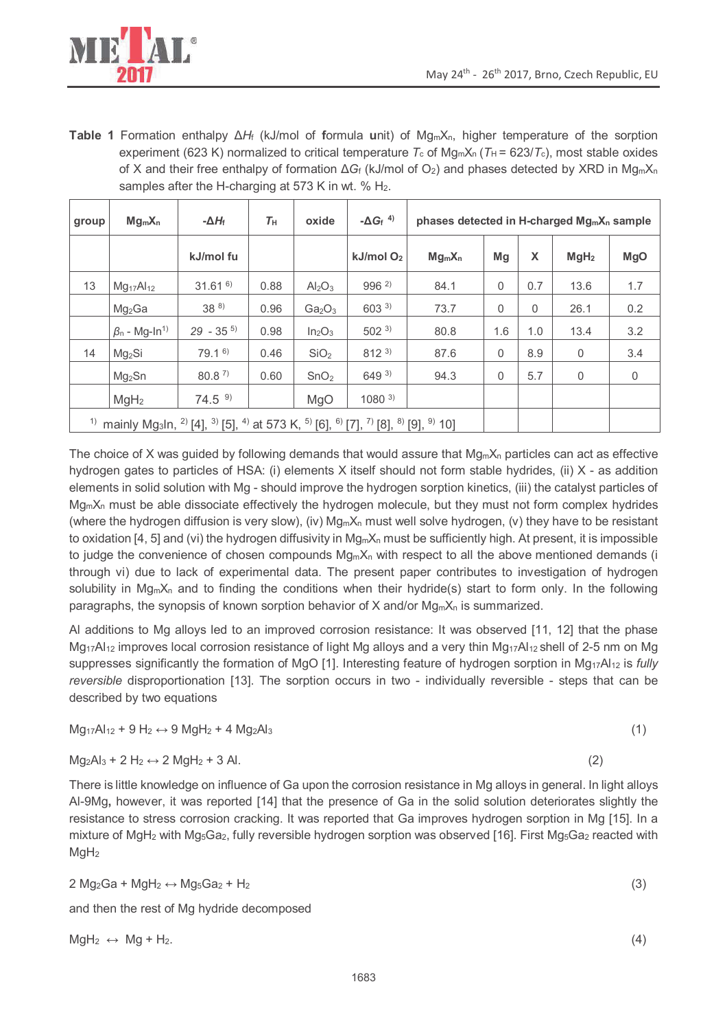**Table 1** Formation enthalpy $\Delta H_f$ (kJ/mol of **f**ormula **u**nit) of $Mg_mX_n$, higher temperature of the sorption experiment (623 K) normalized to critical temperature $T_c$ of $Mg_mX_n$ ($T_H = 623/T_c$), most stable oxides of X and their free enthalpy of formation $\Delta G_f$ (kJ/mol of $O_2$) and phases detected by XRD in $Mg_mX_n$ samples after the H-charging at 573 K in wt. % $H_2$.

| group | $Mg_mX_n$ | $-\Delta H_f$ | $T_H$ | oxide | $-\Delta G_f$ [4] | phases detected in H-charged $Mg_mX_n$ sample | | | | |
|---|---|---|---|---|---|---|---|---|---|---|
| | | kJ/mol fu | | | kJ/mol $O_2$ | $Mg_mX_n$ | Mg | X | $MgH_2$ | MgO |
| 13 | $Mg_{17}Al_{12}$ | 31.61 [6] | 0.88 | $Al_2O_3$ | 996 [2] | 84.1 | 0 | 0.7 | 13.6 | 1.7 |
| | $Mg_2Ga$ | 38 [8] | 0.96 | $Ga_2O_3$ | 603 [3] | 73.7 | 0 | 0 | 26.1 | 0.2 |
| | $\beta_n$ - Mg-In[1] | *29* - 35 [5] | 0.98 | $In_2O_3$ | 502 [3] | 80.8 | 1.6 | 1.0 | 13.4 | 3.2 |
| 14 | $Mg_2Si$ | 79.1 [6] | 0.46 | $SiO_2$ | 812 [3] | 87.6 | 0 | 8.9 | 0 | 3.4 |
| | $Mg_2Sn$ | 80.8 [7] | 0.60 | $SnO_2$ | 649 [3] | 94.3 | 0 | 5.7 | 0 | 0 |
| | $MgH_2$ | 74.5 [9] | | MgO | 1080 [3] | | | | | |

[1] mainly $Mg_3In$, [2] [4], [3] [5], [4] at 573 K, [5] [6], [6] [7], [7] [8], [8] [9], [9] 10]

The choice of X was guided by following demands that would assure that $Mg_mX_n$ particles can act as effective hydrogen gates to particles of HSA: (i) elements X itself should not form stable hydrides, (ii) X - as addition elements in solid solution with Mg - should improve the hydrogen sorption kinetics, (iii) the catalyst particles of $Mg_mX_n$ must be able dissociate effectively the hydrogen molecule, but they must not form complex hydrides (where the hydrogen diffusion is very slow), (iv) $Mg_mX_n$ must well solve hydrogen, (v) they have to be resistant to oxidation [4, 5] and (vi) the hydrogen diffusivity in $Mg_mX_n$ must be sufficiently high. At present, it is impossible to judge the convenience of chosen compounds $Mg_mX_n$ with respect to all the above mentioned demands (i through vi) due to lack of experimental data. The present paper contributes to investigation of hydrogen solubility in $Mg_mX_n$ and to finding the conditions when their hydride(s) start to form only. In the following paragraphs, the synopsis of known sorption behavior of X and/or $Mg_mX_n$ is summarized.

Al additions to Mg alloys led to an improved corrosion resistance: It was observed [11, 12] that the phase $Mg_{17}Al_{12}$ improves local corrosion resistance of light Mg alloys and a very thin $Mg_{17}Al_{12}$ shell of 2-5 nm on Mg suppresses significantly the formation of MgO [1]. Interesting feature of hydrogen sorption in $Mg_{17}Al_{12}$ is *fully reversible* disproportionation [13]. The sorption occurs in two - individually reversible - steps that can be described by two equations

$$Mg_{17}Al_{12} + 9\,H_2 \leftrightarrow 9\,MgH_2 + 4\,Mg_2Al_3 \tag{1}$$

$$Mg_2Al_3 + 2\,H_2 \leftrightarrow 2\,MgH_2 + 3\,Al. \tag{2}$$

There is little knowledge on influence of Ga upon the corrosion resistance in Mg alloys in general. In light alloys Al-9Mg**,** however, it was reported [14] that the presence of Ga in the solid solution deteriorates slightly the resistance to stress corrosion cracking. It was reported that Ga improves hydrogen sorption in Mg [15]. In a mixture of $MgH_2$ with $Mg_5Ga_2$, fully reversible hydrogen sorption was observed [16]. First $Mg_5Ga_2$ reacted with $MgH_2$

$$2\,Mg_2Ga + MgH_2 \leftrightarrow Mg_5Ga_2 + H_2 \tag{3}$$

and then the rest of Mg hydride decomposed

$$MgH_2 \leftrightarrow Mg + H_2. \tag{4}$$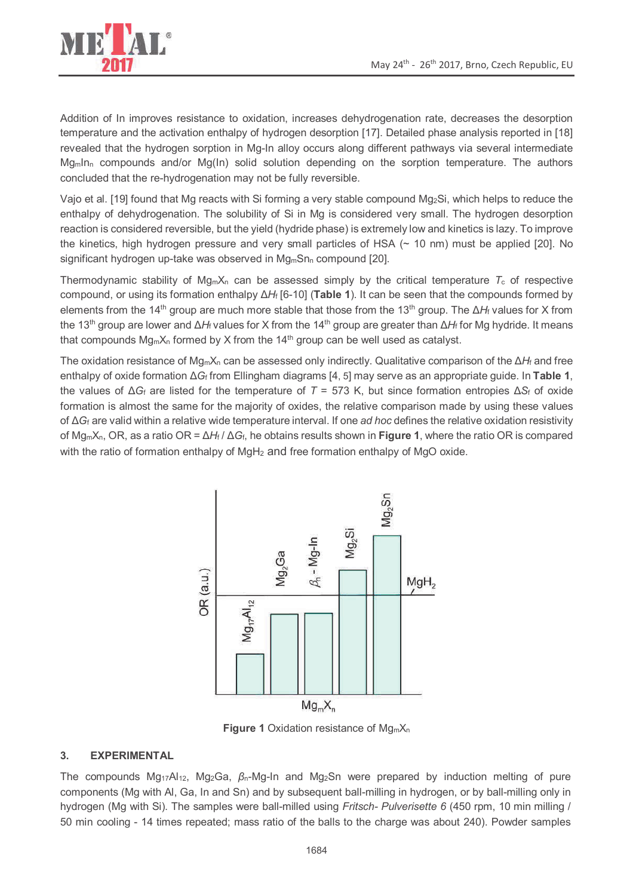Addition of In improves resistance to oxidation, increases dehydrogenation rate, decreases the desorption temperature and the activation enthalpy of hydrogen desorption [17]. Detailed phase analysis reported in [18] revealed that the hydrogen sorption in Mg-In alloy occurs along different pathways via several intermediate $Mg_mIn_n$ compounds and/or Mg(In) solid solution depending on the sorption temperature. The authors concluded that the re-hydrogenation may not be fully reversible.

Vajo et al. [19] found that Mg reacts with Si forming a very stable compound $Mg_2Si$, which helps to reduce the enthalpy of dehydrogenation. The solubility of Si in Mg is considered very small. The hydrogen desorption reaction is considered reversible, but the yield (hydride phase) is extremely low and kinetics is lazy. To improve the kinetics, high hydrogen pressure and very small particles of HSA (~ 10 nm) must be applied [20]. No significant hydrogen up-take was observed in $Mg_mSn_n$ compound [20].

Thermodynamic stability of $Mg_mX_n$ can be assessed simply by the critical temperature $T_c$ of respective compound, or using its formation enthalpy $\Delta H_f$ [6-10] (**Table 1**). It can be seen that the compounds formed by elements from the 14th group are much more stable that those from the 13th group. The $\Delta H_f$ values for X from the 13th group are lower and $\Delta H_f$ values for X from the 14th group are greater than $\Delta H_f$ for Mg hydride. It means that compounds $Mg_mX_n$ formed by X from the 14th group can be well used as catalyst.

The oxidation resistance of $Mg_mX_n$ can be assessed only indirectly. Qualitative comparison of the $\Delta H_f$ and free enthalpy of oxide formation $\Delta G_f$ from Ellingham diagrams [4, 5] may serve as an appropriate guide. In **Table 1**, the values of $\Delta G_f$ are listed for the temperature of $T$ = 573 K, but since formation entropies $\Delta S_f$ of oxide formation is almost the same for the majority of oxides, the relative comparison made by using these values of $\Delta G_f$ are valid within a relative wide temperature interval. If one *ad hoc* defines the relative oxidation resistivity of $Mg_mX_n$, OR, as a ratio OR = $\Delta H_f$ / $\Delta G_f$, he obtains results shown in **Figure 1**, where the ratio OR is compared with the ratio of formation enthalpy of $MgH_2$ and free formation enthalpy of MgO oxide.

**Figure 1** Oxidation resistance of $Mg_mX_n$

## 3. EXPERIMENTAL

The compounds $Mg_{17}Al_{12}$, $Mg_2Ga$, $\beta_n$-Mg-In and $Mg_2Sn$ were prepared by induction melting of pure components (Mg with Al, Ga, In and Sn) and by subsequent ball-milling in hydrogen, or by ball-milling only in hydrogen (Mg with Si). The samples were ball-milled using *Fritsch- Pulverisette 6* (450 rpm, 10 min milling / 50 min cooling - 14 times repeated; mass ratio of the balls to the charge was about 240). Powder samples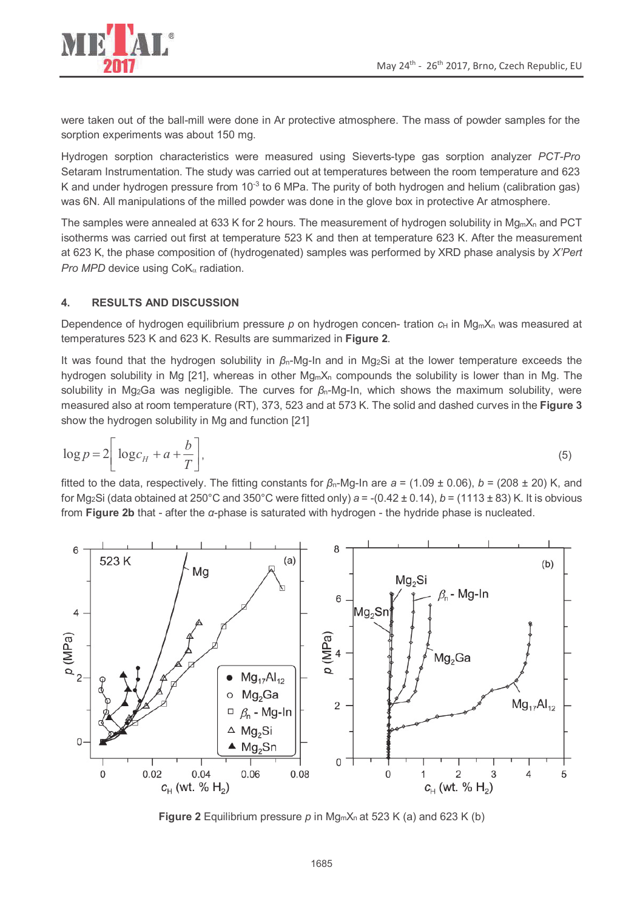were taken out of the ball-mill were done in Ar protective atmosphere. The mass of powder samples for the sorption experiments was about 150 mg.

Hydrogen sorption characteristics were measured using Sieverts-type gas sorption analyzer *PCT-Pro* Setaram Instrumentation. The study was carried out at temperatures between the room temperature and 623 K and under hydrogen pressure from $10^{-3}$ to 6 MPa. The purity of both hydrogen and helium (calibration gas) was 6N. All manipulations of the milled powder was done in the glove box in protective Ar atmosphere.

The samples were annealed at 633 K for 2 hours. The measurement of hydrogen solubility in $Mg_mX_n$ and PCT isotherms was carried out first at temperature 523 K and then at temperature 623 K. After the measurement at 623 K, the phase composition of (hydrogenated) samples was performed by XRD phase analysis by *X'Pert Pro MPD* device using $CoK_\alpha$ radiation.

## 4. RESULTS AND DISCUSSION

Dependence of hydrogen equilibrium pressure $p$ on hydrogen concen- tration $c_H$ in $Mg_mX_n$ was measured at temperatures 523 K and 623 K. Results are summarized in **Figure 2**.

It was found that the hydrogen solubility in $\beta_n$-Mg-In and in $Mg_2Si$ at the lower temperature exceeds the hydrogen solubility in Mg [21], whereas in other $Mg_mX_n$ compounds the solubility is lower than in Mg. The solubility in $Mg_2Ga$ was negligible. The curves for $\beta_n$-Mg-In, which shows the maximum solubility, were measured also at room temperature (RT), 373, 523 and at 573 K. The solid and dashed curves in the **Figure 3** show the hydrogen solubility in Mg and function [21]

$$\log p = 2\left[\log c_H + a + \frac{b}{T}\right], \tag{5}$$

fitted to the data, respectively. The fitting constants for $\beta_n$-Mg-In are $a = (1.09 \pm 0.06)$, $b = (208 \pm 20)$ K, and for $Mg_2Si$ (data obtained at 250°C and 350°C were fitted only) $a = -(0.42 \pm 0.14)$, $b = (1113 \pm 83)$ K. It is obvious from **Figure 2b** that - after the $\alpha$-phase is saturated with hydrogen - the hydride phase is nucleated.

**Figure 2** Equilibrium pressure $p$ in $Mg_mX_n$ at 523 K (a) and 623 K (b)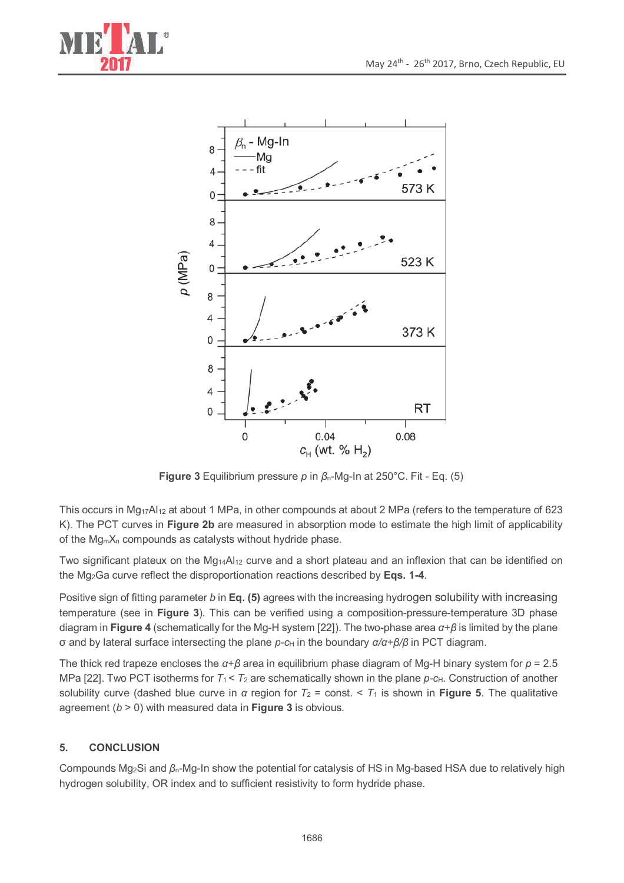**Figure 3** Equilibrium pressure $p$ in $\beta_n$-Mg-In at 250°C. Fit - Eq. (5)

This occurs in $Mg_{17}Al_{12}$ at about 1 MPa, in other compounds at about 2 MPa (refers to the temperature of 623 K). The PCT curves in **Figure 2b** are measured in absorption mode to estimate the high limit of applicability of the $Mg_mX_n$ compounds as catalysts without hydride phase.

Two significant plateux on the $Mg_{14}Al_{12}$ curve and a short plateau and an inflexion that can be identified on the $Mg_2Ga$ curve reflect the disproportionation reactions described by **Eqs. 1-4**.

Positive sign of fitting parameter $b$ in **Eq. (5)** agrees with the increasing hydrogen solubility with increasing temperature (see in **Figure 3**). This can be verified using a composition-pressure-temperature 3D phase diagram in **Figure 4** (schematically for the Mg-H system [22]). The two-phase area $\alpha+\beta$ is limited by the plane σ and by lateral surface intersecting the plane $p$-$c_H$ in the boundary $\alpha/\alpha+\beta/\beta$ in PCT diagram.

The thick red trapeze encloses the $\alpha+\beta$ area in equilibrium phase diagram of Mg-H binary system for $p = 2.5$ MPa [22]. Two PCT isotherms for $T_1 < T_2$ are schematically shown in the plane $p$-$c_H$. Construction of another solubility curve (dashed blue curve in $\alpha$ region for $T_2$ = const. < $T_1$ is shown in **Figure 5**. The qualitative agreement ($b > 0$) with measured data in **Figure 3** is obvious.

## 5. CONCLUSION

Compounds $Mg_2Si$ and $\beta_n$-Mg-In show the potential for catalysis of HS in Mg-based HSA due to relatively high hydrogen solubility, OR index and to sufficient resistivity to form hydride phase.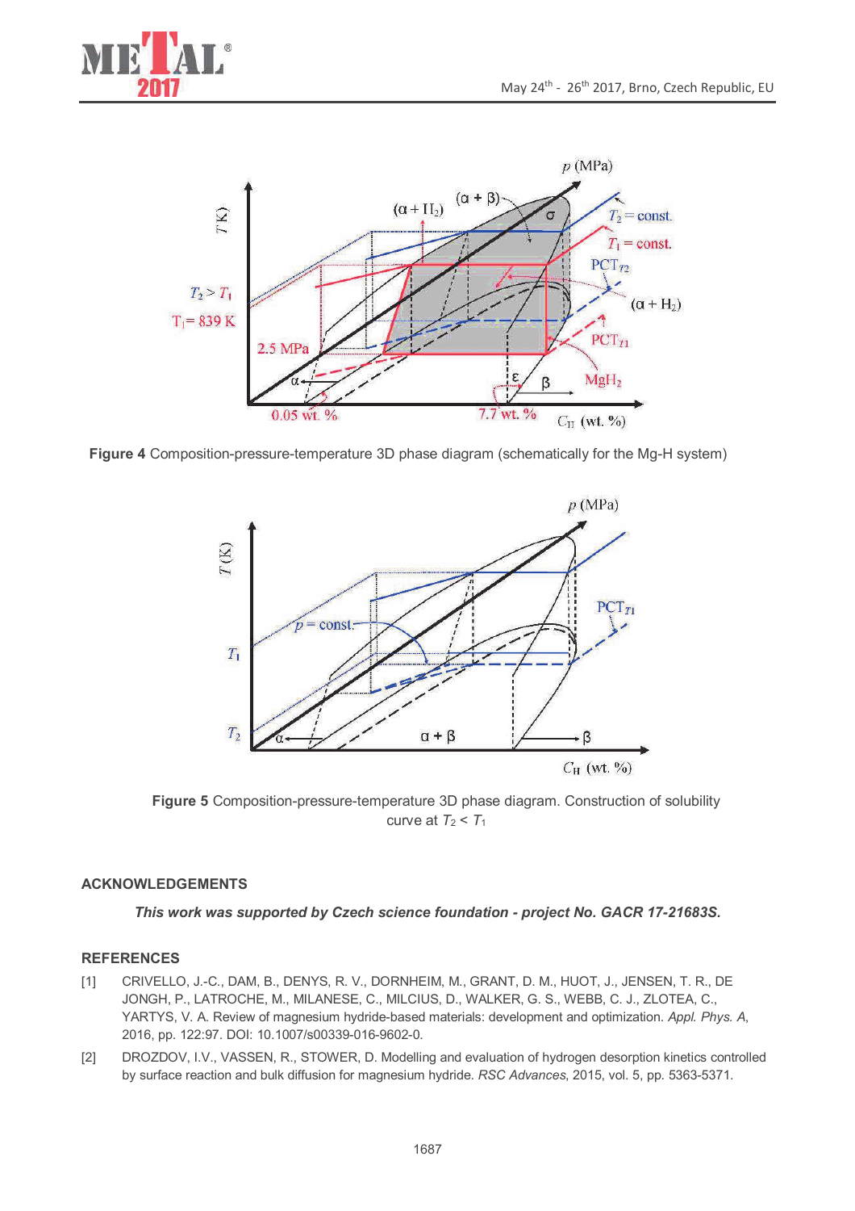**Figure 4** Composition-pressure-temperature 3D phase diagram (schematically for the Mg-H system)

**Figure 5** Composition-pressure-temperature 3D phase diagram. Construction of solubility curve at $T_2 < T_1$

## ACKNOWLEDGEMENTS

***This work was supported by Czech science foundation - project No. GACR 17-21683S.***

## REFERENCES

[1] CRIVELLO, J.-C., DAM, B., DENYS, R. V., DORNHEIM, M., GRANT, D. M., HUOT, J., JENSEN, T. R., DE JONGH, P., LATROCHE, M., MILANESE, C., MILCIUS, D., WALKER, G. S., WEBB, C. J., ZLOTEA, C., YARTYS, V. A. Review of magnesium hydride-based materials: development and optimization. *Appl. Phys. A*, 2016, pp. 122:97. DOI: 10.1007/s00339-016-9602-0.

[2] DROZDOV, I.V., VASSEN, R., STOWER, D. Modelling and evaluation of hydrogen desorption kinetics controlled by surface reaction and bulk diffusion for magnesium hydride. *RSC Advances*, 2015, vol. 5, pp. 5363-5371.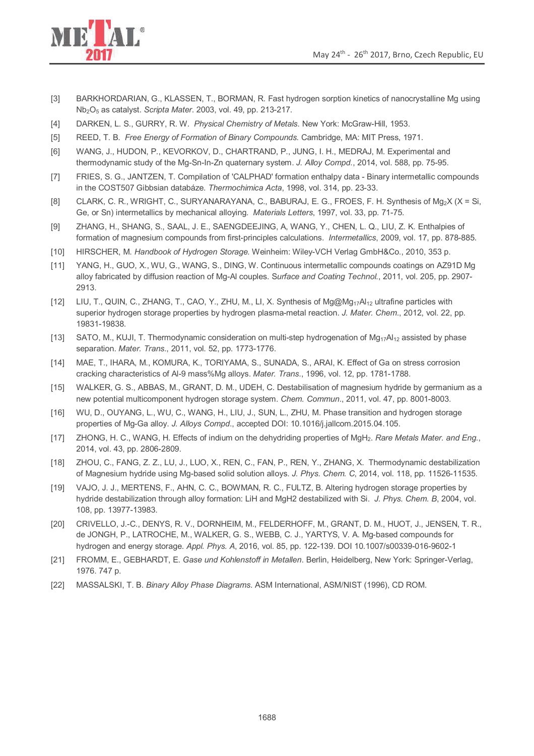[3] BARKHORDARIAN, G., KLASSEN, T., BORMAN, R. Fast hydrogen sorption kinetics of nanocrystalline Mg using $Nb_2O_5$ as catalyst. *Scripta Mater.* 2003, vol. 49, pp. 213-217.

[4] DARKEN, L. S., GURRY, R. W. *Physical Chemistry of Metals*. New York: McGraw-Hill, 1953.

[5] REED, T. B. *Free Energy of Formation of Binary Compounds.* Cambridge, MA: MIT Press, 1971.

[6] WANG, J., HUDON, P., KEVORKOV, D., CHARTRAND, P., JUNG, I. H., MEDRAJ, M. Experimental and thermodynamic study of the Mg-Sn-In-Zn quaternary system. *J. Alloy Compd.*, 2014, vol. 588, pp. 75-95.

[7] FRIES, S. G., JANTZEN, T. Compilation of 'CALPHAD' formation enthalpy data - Binary intermetallic compounds in the COST507 Gibbsian databáze. *Thermochimica Acta*, 1998, vol. 314, pp. 23-33.

[8] CLARK, C. R., WRIGHT, C., SURYANARAYANA, C., BABURAJ, E. G., FROES, F. H. Synthesis of $Mg_2X$ (X = Si, Ge, or Sn) intermetallics by mechanical alloying. *Materials Letters*, 1997, vol. 33, pp. 71-75.

[9] ZHANG, H., SHANG, S., SAAL, J. E., SAENGDEEJING, A, WANG, Y., CHEN, L. Q., LIU, Z. K. Enthalpies of formation of magnesium compounds from first-principles calculations. *Intermetallics*, 2009, vol. 17, pp. 878-885.

[10] HIRSCHER, M. *Handbook of Hydrogen Storage.* Weinheim: Wiley-VCH Verlag GmbH&Co., 2010, 353 p.

[11] YANG, H., GUO, X., WU, G., WANG, S., DING, W. Continuous intermetallic compounds coatings on AZ91D Mg alloy fabricated by diffusion reaction of Mg-Al couples. *Surface and Coating Technol.*, 2011, vol. 205, pp. 2907-2913.

[12] LIU, T., QUIN, C., ZHANG, T., CAO, Y., ZHU, M., LI, X. Synthesis of $Mg@Mg_{17}Al_{12}$ ultrafine particles with superior hydrogen storage properties by hydrogen plasma-metal reaction. *J. Mater. Chem.*, 2012, vol. 22, pp. 19831-19838.

[13] SATO, M., KUJI, T. Thermodynamic consideration on multi-step hydrogenation of $Mg_{17}Al_{12}$ assisted by phase separation. *Mater. Trans.*, 2011, vol. 52, pp. 1773-1776.

[14] MAE, T., IHARA, M., KOMURA, K., TORIYAMA, S., SUNADA, S., ARAI, K. Effect of Ga on stress corrosion cracking characteristics of Al-9 mass%Mg alloys. *Mater. Trans.*, 1996, vol. 12, pp. 1781-1788.

[15] WALKER, G. S., ABBAS, M., GRANT, D. M., UDEH, C. Destabilisation of magnesium hydride by germanium as a new potential multicomponent hydrogen storage system. *Chem. Commun.*, 2011, vol. 47, pp. 8001-8003.

[16] WU, D., OUYANG, L., WU, C., WANG, H., LIU, J., SUN, L., ZHU, M. Phase transition and hydrogen storage properties of Mg-Ga alloy. *J. Alloys Compd.*, accepted DOI: 10.1016/j.jallcom.2015.04.105.

[17] ZHONG, H. C., WANG, H. Effects of indium on the dehydriding properties of $MgH_2$. *Rare Metals Mater. and Eng.*, 2014, vol. 43, pp. 2806-2809.

[18] ZHOU, C., FANG, Z. Z., LU, J., LUO, X., REN, C., FAN, P., REN, Y., ZHANG, X. Thermodynamic destabilization of Magnesium hydride using Mg-based solid solution alloys. *J. Phys. Chem. C*, 2014, vol. 118, pp. 11526-11535.

[19] VAJO, J. J., MERTENS, F., AHN, C. C., BOWMAN, R. C., FULTZ, B. Altering hydrogen storage properties by hydride destabilization through alloy formation: LiH and MgH2 destabilized with Si. *J. Phys. Chem. B*, 2004, vol. 108, pp. 13977-13983.

[20] CRIVELLO, J.-C., DENYS, R. V., DORNHEIM, M., FELDERHOFF, M., GRANT, D. M., HUOT, J., JENSEN, T. R., de JONGH, P., LATROCHE, M., WALKER, G. S., WEBB, C. J., YARTYS, V. A. Mg-based compounds for hydrogen and energy storage. *Appl. Phys. A*, 2016, vol. 85, pp. 122-139. DOI 10.1007/s00339-016-9602-1

[21] FROMM, E., GEBHARDT, E. *Gase und Kohlenstoff in Metallen*. Berlin, Heidelberg, New York: Springer-Verlag, 1976. 747 p.

[22] MASSALSKI, T. B. *Binary Alloy Phase Diagrams*. ASM International, ASM/NIST (1996), CD ROM.